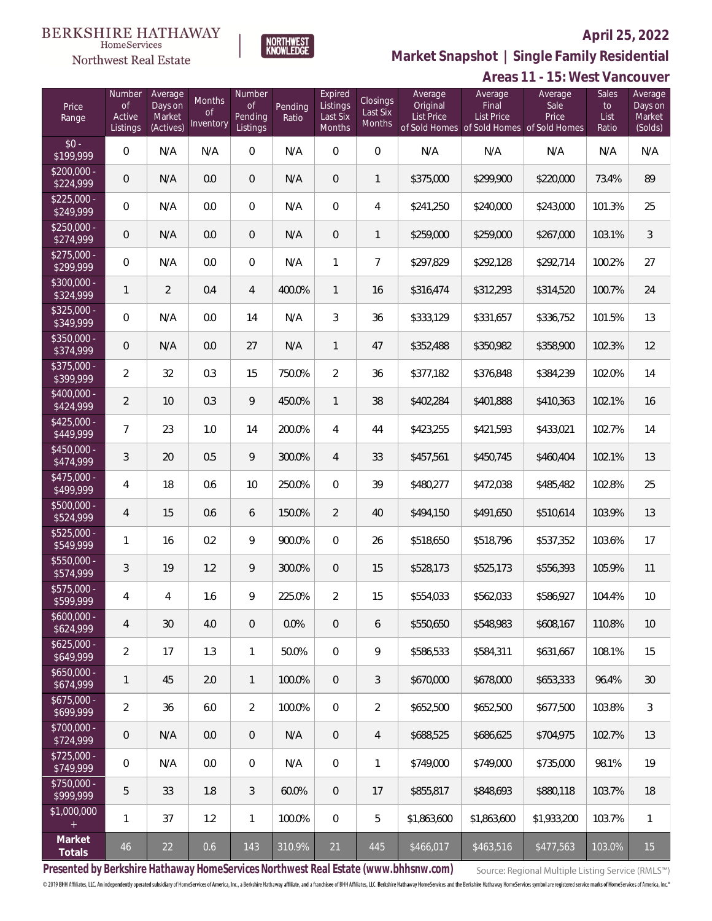BERKSHIRE HATHAWAY HomeServices Northwest Real Estate

NORTHWEST KNOWLEDGE

**April 25, 2022**

**Market Snapshot | Single Family Residential**

**Areas 11 - 15: West Vancouver**

| Price Range | Number of Active Listings | Average Days on Market (Actives) | Months of Inventory | Number of Pending Listings | Pending Ratio | Expired Listings Last Six Months | Closings Last Six Months | Average Original List Price of Sold Homes | Average Final List Price of Sold Homes | Average Sale Price of Sold Homes | Sales to List Ratio | Average Days on Market (Solds) |
|---|---|---|---|---|---|---|---|---|---|---|---|---|
| $0 - $199,999 | 0 | N/A | N/A | 0 | N/A | 0 | 0 | N/A | N/A | N/A | N/A | N/A |
| $200,000 - $224,999 | 0 | N/A | 0.0 | 0 | N/A | 0 | 1 | $375,000 | $299,900 | $220,000 | 73.4% | 89 |
| $225,000 - $249,999 | 0 | N/A | 0.0 | 0 | N/A | 0 | 4 | $241,250 | $240,000 | $243,000 | 101.3% | 25 |
| $250,000 - $274,999 | 0 | N/A | 0.0 | 0 | N/A | 0 | 1 | $259,000 | $259,000 | $267,000 | 103.1% | 3 |
| $275,000 - $299,999 | 0 | N/A | 0.0 | 0 | N/A | 1 | 7 | $297,829 | $292,128 | $292,714 | 100.2% | 27 |
| $300,000 - $324,999 | 1 | 2 | 0.4 | 4 | 400.0% | 1 | 16 | $316,474 | $312,293 | $314,520 | 100.7% | 24 |
| $325,000 - $349,999 | 0 | N/A | 0.0 | 14 | N/A | 3 | 36 | $333,129 | $331,657 | $336,752 | 101.5% | 13 |
| $350,000 - $374,999 | 0 | N/A | 0.0 | 27 | N/A | 1 | 47 | $352,488 | $350,982 | $358,900 | 102.3% | 12 |
| $375,000 - $399,999 | 2 | 32 | 0.3 | 15 | 750.0% | 2 | 36 | $377,182 | $376,848 | $384,239 | 102.0% | 14 |
| $400,000 - $424,999 | 2 | 10 | 0.3 | 9 | 450.0% | 1 | 38 | $402,284 | $401,888 | $410,363 | 102.1% | 16 |
| $425,000 - $449,999 | 7 | 23 | 1.0 | 14 | 200.0% | 4 | 44 | $423,255 | $421,593 | $433,021 | 102.7% | 14 |
| $450,000 - $474,999 | 3 | 20 | 0.5 | 9 | 300.0% | 4 | 33 | $457,561 | $450,745 | $460,404 | 102.1% | 13 |
| $475,000 - $499,999 | 4 | 18 | 0.6 | 10 | 250.0% | 0 | 39 | $480,277 | $472,038 | $485,482 | 102.8% | 25 |
| $500,000 - $524,999 | 4 | 15 | 0.6 | 6 | 150.0% | 2 | 40 | $494,150 | $491,650 | $510,614 | 103.9% | 13 |
| $525,000 - $549,999 | 1 | 16 | 0.2 | 9 | 900.0% | 0 | 26 | $518,650 | $518,796 | $537,352 | 103.6% | 17 |
| $550,000 - $574,999 | 3 | 19 | 1.2 | 9 | 300.0% | 0 | 15 | $528,173 | $525,173 | $556,393 | 105.9% | 11 |
| $575,000 - $599,999 | 4 | 4 | 1.6 | 9 | 225.0% | 2 | 15 | $554,033 | $562,033 | $586,927 | 104.4% | 10 |
| $600,000 - $624,999 | 4 | 30 | 4.0 | 0 | 0.0% | 0 | 6 | $550,650 | $548,983 | $608,167 | 110.8% | 10 |
| $625,000 - $649,999 | 2 | 17 | 1.3 | 1 | 50.0% | 0 | 9 | $586,533 | $584,311 | $631,667 | 108.1% | 15 |
| $650,000 - $674,999 | 1 | 45 | 2.0 | 1 | 100.0% | 0 | 3 | $670,000 | $678,000 | $653,333 | 96.4% | 30 |
| $675,000 - $699,999 | 2 | 36 | 6.0 | 2 | 100.0% | 0 | 2 | $652,500 | $652,500 | $677,500 | 103.8% | 3 |
| $700,000 - $724,999 | 0 | N/A | 0.0 | 0 | N/A | 0 | 4 | $688,525 | $686,625 | $704,975 | 102.7% | 13 |
| $725,000 - $749,999 | 0 | N/A | 0.0 | 0 | N/A | 0 | 1 | $749,000 | $749,000 | $735,000 | 98.1% | 19 |
| $750,000 - $999,999 | 5 | 33 | 1.8 | 3 | 60.0% | 0 | 17 | $855,817 | $848,693 | $880,118 | 103.7% | 18 |
| $1,000,000 + | 1 | 37 | 1.2 | 1 | 100.0% | 0 | 5 | $1,863,600 | $1,863,600 | $1,933,200 | 103.7% | 1 |
| **Market Totals** | 46 | 22 | 0.6 | 143 | 310.9% | 21 | 445 | $466,017 | $463,516 | $477,563 | 103.0% | 15 |

**Presented by Berkshire Hathaway HomeServices Northwest Real Estate (www.bhhsnw.com)**

Source: Regional Multiple Listing Service (RMLS™)

© 2019 BHH Affiliates, LLC. An independently operated subsidiary of HomeServices of America, Inc., a Berkshire Hathaway affiliate, and a franchisee of BHH Affiliates, LLC. Berkshire Hathaway HomeServices and the Berkshire Hathaway HomeServices symbol are registered service marks of HomeServices of America, Inc.®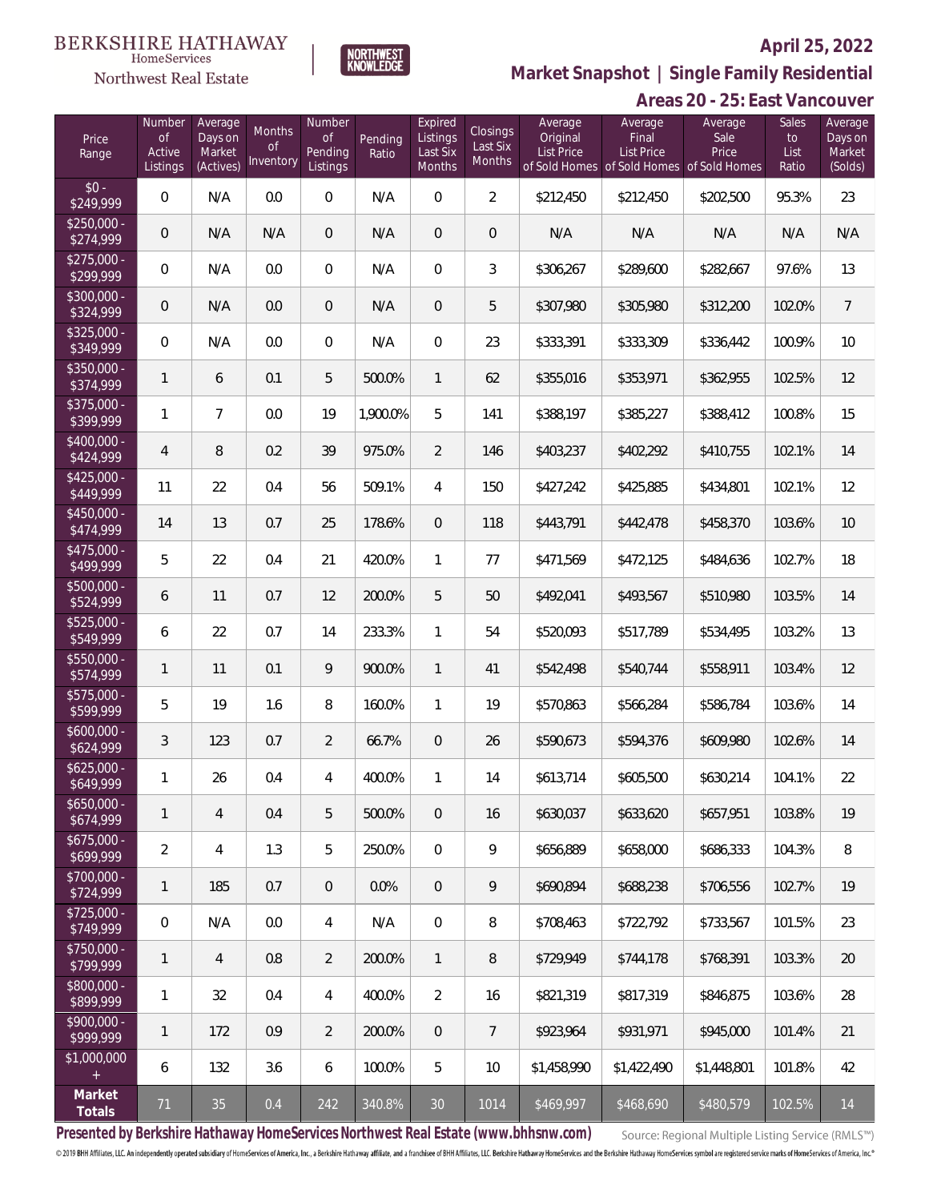BERKSHIRE HATHAWAY HomeServices Northwest Real Estate

NORTHWEST KNOWLEDGE

**April 25, 2022**

**Market Snapshot | Single Family Residential**

**Areas 20 - 25: East Vancouver**

| Price Range | Number of Active Listings | Average Days on Market (Actives) | Months of Inventory | Number of Pending Listings | Pending Ratio | Expired Listings Last Six Months | Closings Last Six Months | Average Original List Price of Sold Homes | Average Final List Price of Sold Homes | Average Sale Price of Sold Homes | Sales to List Ratio | Average Days on Market (Solds) |
|---|---|---|---|---|---|---|---|---|---|---|---|---|
| $0 - $249,999 | 0 | N/A | 0.0 | 0 | N/A | 0 | 2 | $212,450 | $212,450 | $202,500 | 95.3% | 23 |
| $250,000 - $274,999 | 0 | N/A | N/A | 0 | N/A | 0 | 0 | N/A | N/A | N/A | N/A | N/A |
| $275,000 - $299,999 | 0 | N/A | 0.0 | 0 | N/A | 0 | 3 | $306,267 | $289,600 | $282,667 | 97.6% | 13 |
| $300,000 - $324,999 | 0 | N/A | 0.0 | 0 | N/A | 0 | 5 | $307,980 | $305,980 | $312,200 | 102.0% | 7 |
| $325,000 - $349,999 | 0 | N/A | 0.0 | 0 | N/A | 0 | 23 | $333,391 | $333,309 | $336,442 | 100.9% | 10 |
| $350,000 - $374,999 | 1 | 6 | 0.1 | 5 | 500.0% | 1 | 62 | $355,016 | $353,971 | $362,955 | 102.5% | 12 |
| $375,000 - $399,999 | 1 | 7 | 0.0 | 19 | 1,900.0% | 5 | 141 | $388,197 | $385,227 | $388,412 | 100.8% | 15 |
| $400,000 - $424,999 | 4 | 8 | 0.2 | 39 | 975.0% | 2 | 146 | $403,237 | $402,292 | $410,755 | 102.1% | 14 |
| $425,000 - $449,999 | 11 | 22 | 0.4 | 56 | 509.1% | 4 | 150 | $427,242 | $425,885 | $434,801 | 102.1% | 12 |
| $450,000 - $474,999 | 14 | 13 | 0.7 | 25 | 178.6% | 0 | 118 | $443,791 | $442,478 | $458,370 | 103.6% | 10 |
| $475,000 - $499,999 | 5 | 22 | 0.4 | 21 | 420.0% | 1 | 77 | $471,569 | $472,125 | $484,636 | 102.7% | 18 |
| $500,000 - $524,999 | 6 | 11 | 0.7 | 12 | 200.0% | 5 | 50 | $492,041 | $493,567 | $510,980 | 103.5% | 14 |
| $525,000 - $549,999 | 6 | 22 | 0.7 | 14 | 233.3% | 1 | 54 | $520,093 | $517,789 | $534,495 | 103.2% | 13 |
| $550,000 - $574,999 | 1 | 11 | 0.1 | 9 | 900.0% | 1 | 41 | $542,498 | $540,744 | $558,911 | 103.4% | 12 |
| $575,000 - $599,999 | 5 | 19 | 1.6 | 8 | 160.0% | 1 | 19 | $570,863 | $566,284 | $586,784 | 103.6% | 14 |
| $600,000 - $624,999 | 3 | 123 | 0.7 | 2 | 66.7% | 0 | 26 | $590,673 | $594,376 | $609,980 | 102.6% | 14 |
| $625,000 - $649,999 | 1 | 26 | 0.4 | 4 | 400.0% | 1 | 14 | $613,714 | $605,500 | $630,214 | 104.1% | 22 |
| $650,000 - $674,999 | 1 | 4 | 0.4 | 5 | 500.0% | 0 | 16 | $630,037 | $633,620 | $657,951 | 103.8% | 19 |
| $675,000 - $699,999 | 2 | 4 | 1.3 | 5 | 250.0% | 0 | 9 | $656,889 | $658,000 | $686,333 | 104.3% | 8 |
| $700,000 - $724,999 | 1 | 185 | 0.7 | 0 | 0.0% | 0 | 9 | $690,894 | $688,238 | $706,556 | 102.7% | 19 |
| $725,000 - $749,999 | 0 | N/A | 0.0 | 4 | N/A | 0 | 8 | $708,463 | $722,792 | $733,567 | 101.5% | 23 |
| $750,000 - $799,999 | 1 | 4 | 0.8 | 2 | 200.0% | 1 | 8 | $729,949 | $744,178 | $768,391 | 103.3% | 20 |
| $800,000 - $899,999 | 1 | 32 | 0.4 | 4 | 400.0% | 2 | 16 | $821,319 | $817,319 | $846,875 | 103.6% | 28 |
| $900,000 - $999,999 | 1 | 172 | 0.9 | 2 | 200.0% | 0 | 7 | $923,964 | $931,971 | $945,000 | 101.4% | 21 |
| $1,000,000 + | 6 | 132 | 3.6 | 6 | 100.0% | 5 | 10 | $1,458,990 | $1,422,490 | $1,448,801 | 101.8% | 42 |
| **Market Totals** | 71 | 35 | 0.4 | 242 | 340.8% | 30 | 1014 | $469,997 | $468,690 | $480,579 | 102.5% | 14 |

**Presented by Berkshire Hathaway HomeServices Northwest Real Estate (www.bhhsnw.com)** Source: Regional Multiple Listing Service (RMLS™)

© 2019 BHH Affiliates, LLC. An independently operated subsidiary of HomeServices of America, Inc., a Berkshire Hathaway affiliate, and a franchisee of BHH Affiliates, LLC. Berkshire Hathaway HomeServices and the Berkshire Hathaway HomeServices symbol are registered service marks of HomeServices of America, Inc.®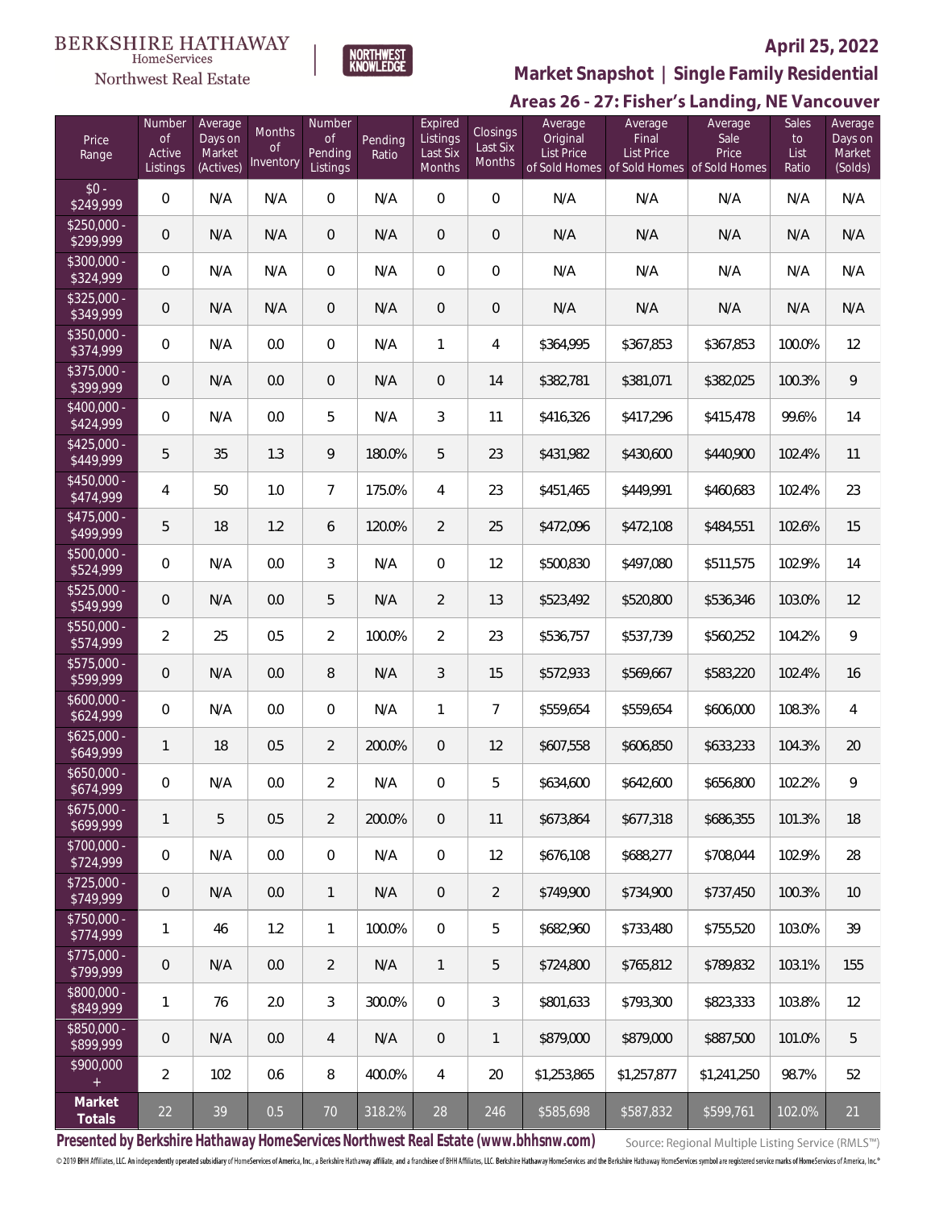BERKSHIRE HATHAWAY HomeServices Northwest Real Estate

NORTHWEST KNOWLEDGE

**April 25, 2022**

## Market Snapshot | Single Family Residential

### Areas 26 - 27: Fisher's Landing, NE Vancouver

| Price Range | Number of Active Listings | Average Days on Market (Actives) | Months of Inventory | Number of Pending Listings | Pending Ratio | Expired Listings Last Six Months | Closings Last Six Months | Average Original List Price of Sold Homes | Average Final List Price of Sold Homes | Average Sale Price of Sold Homes | Sales to List Ratio | Average Days on Market (Solds) |
|---|---|---|---|---|---|---|---|---|---|---|---|---|
| $0 - $249,999 | 0 | N/A | N/A | 0 | N/A | 0 | 0 | N/A | N/A | N/A | N/A | N/A |
| $250,000 - $299,999 | 0 | N/A | N/A | 0 | N/A | 0 | 0 | N/A | N/A | N/A | N/A | N/A |
| $300,000 - $324,999 | 0 | N/A | N/A | 0 | N/A | 0 | 0 | N/A | N/A | N/A | N/A | N/A |
| $325,000 - $349,999 | 0 | N/A | N/A | 0 | N/A | 0 | 0 | N/A | N/A | N/A | N/A | N/A |
| $350,000 - $374,999 | 0 | N/A | 0.0 | 0 | N/A | 1 | 4 | $364,995 | $367,853 | $367,853 | 100.0% | 12 |
| $375,000 - $399,999 | 0 | N/A | 0.0 | 0 | N/A | 0 | 14 | $382,781 | $381,071 | $382,025 | 100.3% | 9 |
| $400,000 - $424,999 | 0 | N/A | 0.0 | 5 | N/A | 3 | 11 | $416,326 | $417,296 | $415,478 | 99.6% | 14 |
| $425,000 - $449,999 | 5 | 35 | 1.3 | 9 | 180.0% | 5 | 23 | $431,982 | $430,600 | $440,900 | 102.4% | 11 |
| $450,000 - $474,999 | 4 | 50 | 1.0 | 7 | 175.0% | 4 | 23 | $451,465 | $449,991 | $460,683 | 102.4% | 23 |
| $475,000 - $499,999 | 5 | 18 | 1.2 | 6 | 120.0% | 2 | 25 | $472,096 | $472,108 | $484,551 | 102.6% | 15 |
| $500,000 - $524,999 | 0 | N/A | 0.0 | 3 | N/A | 0 | 12 | $500,830 | $497,080 | $511,575 | 102.9% | 14 |
| $525,000 - $549,999 | 0 | N/A | 0.0 | 5 | N/A | 2 | 13 | $523,492 | $520,800 | $536,346 | 103.0% | 12 |
| $550,000 - $574,999 | 2 | 25 | 0.5 | 2 | 100.0% | 2 | 23 | $536,757 | $537,739 | $560,252 | 104.2% | 9 |
| $575,000 - $599,999 | 0 | N/A | 0.0 | 8 | N/A | 3 | 15 | $572,933 | $569,667 | $583,220 | 102.4% | 16 |
| $600,000 - $624,999 | 0 | N/A | 0.0 | 0 | N/A | 1 | 7 | $559,654 | $559,654 | $606,000 | 108.3% | 4 |
| $625,000 - $649,999 | 1 | 18 | 0.5 | 2 | 200.0% | 0 | 12 | $607,558 | $606,850 | $633,233 | 104.3% | 20 |
| $650,000 - $674,999 | 0 | N/A | 0.0 | 2 | N/A | 0 | 5 | $634,600 | $642,600 | $656,800 | 102.2% | 9 |
| $675,000 - $699,999 | 1 | 5 | 0.5 | 2 | 200.0% | 0 | 11 | $673,864 | $677,318 | $686,355 | 101.3% | 18 |
| $700,000 - $724,999 | 0 | N/A | 0.0 | 0 | N/A | 0 | 12 | $676,108 | $688,277 | $708,044 | 102.9% | 28 |
| $725,000 - $749,999 | 0 | N/A | 0.0 | 1 | N/A | 0 | 2 | $749,900 | $734,900 | $737,450 | 100.3% | 10 |
| $750,000 - $774,999 | 1 | 46 | 1.2 | 1 | 100.0% | 0 | 5 | $682,960 | $733,480 | $755,520 | 103.0% | 39 |
| $775,000 - $799,999 | 0 | N/A | 0.0 | 2 | N/A | 1 | 5 | $724,800 | $765,812 | $789,832 | 103.1% | 155 |
| $800,000 - $849,999 | 1 | 76 | 2.0 | 3 | 300.0% | 0 | 3 | $801,633 | $793,300 | $823,333 | 103.8% | 12 |
| $850,000 - $899,999 | 0 | N/A | 0.0 | 4 | N/A | 0 | 1 | $879,000 | $879,000 | $887,500 | 101.0% | 5 |
| $900,000 + | 2 | 102 | 0.6 | 8 | 400.0% | 4 | 20 | $1,253,865 | $1,257,877 | $1,241,250 | 98.7% | 52 |
| **Market Totals** | 22 | 39 | 0.5 | 70 | 318.2% | 28 | 246 | $585,698 | $587,832 | $599,761 | 102.0% | 21 |

**Presented by Berkshire Hathaway HomeServices Northwest Real Estate (www.bhhsnw.com)**

Source: Regional Multiple Listing Service (RMLS™)

© 2019 BHH Affiliates, LLC. An independently operated subsidiary of HomeServices of America, Inc., a Berkshire Hathaway affiliate, and a franchisee of BHH Affiliates, LLC. Berkshire Hathaway HomeServices and the Berkshire Hathaway HomeServices symbol are registered service marks of HomeServices of America, Inc.®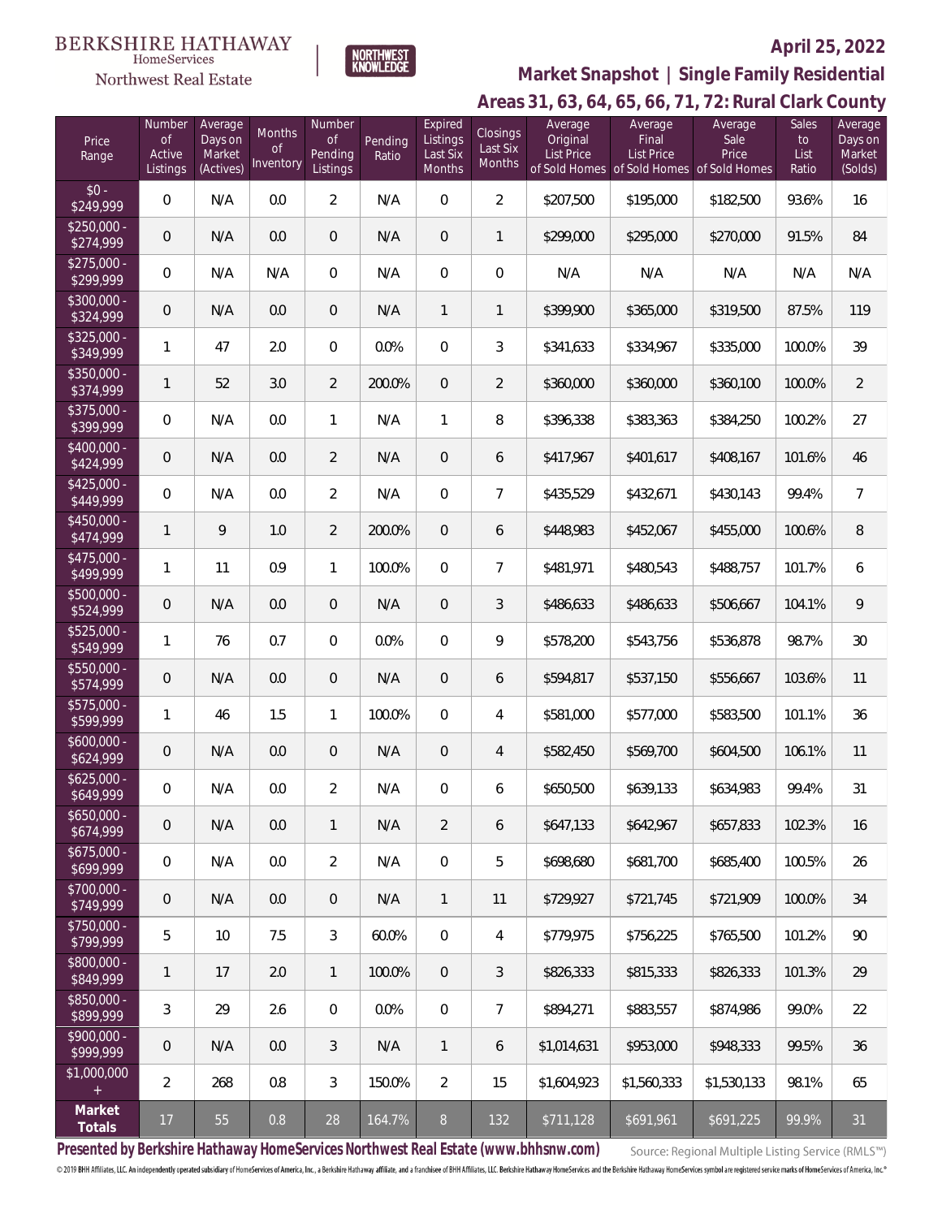BERKSHIRE HATHAWAY HomeServices Northwest Real Estate | NORTHWEST KNOWLEDGE

**April 25, 2022**

## Market Snapshot | Single Family Residential

## Areas 31, 63, 64, 65, 66, 71, 72: Rural Clark County

| Price Range | Number of Active Listings | Average Days on Market (Actives) | Months of Inventory | Number of Pending Listings | Pending Ratio | Expired Listings Last Six Months | Closings Last Six Months | Average Original List Price of Sold Homes | Average Final List Price of Sold Homes | Average Sale Price of Sold Homes | Sales to List Ratio | Average Days on Market (Solds) |
|---|---|---|---|---|---|---|---|---|---|---|---|---|
| $0 - $249,999 | 0 | N/A | 0.0 | 2 | N/A | 0 | 2 | $207,500 | $195,000 | $182,500 | 93.6% | 16 |
| $250,000 - $274,999 | 0 | N/A | 0.0 | 0 | N/A | 0 | 1 | $299,000 | $295,000 | $270,000 | 91.5% | 84 |
| $275,000 - $299,999 | 0 | N/A | N/A | 0 | N/A | 0 | 0 | N/A | N/A | N/A | N/A | N/A |
| $300,000 - $324,999 | 0 | N/A | 0.0 | 0 | N/A | 1 | 1 | $399,900 | $365,000 | $319,500 | 87.5% | 119 |
| $325,000 - $349,999 | 1 | 47 | 2.0 | 0 | 0.0% | 0 | 3 | $341,633 | $334,967 | $335,000 | 100.0% | 39 |
| $350,000 - $374,999 | 1 | 52 | 3.0 | 2 | 200.0% | 0 | 2 | $360,000 | $360,000 | $360,100 | 100.0% | 2 |
| $375,000 - $399,999 | 0 | N/A | 0.0 | 1 | N/A | 1 | 8 | $396,338 | $383,363 | $384,250 | 100.2% | 27 |
| $400,000 - $424,999 | 0 | N/A | 0.0 | 2 | N/A | 0 | 6 | $417,967 | $401,617 | $408,167 | 101.6% | 46 |
| $425,000 - $449,999 | 0 | N/A | 0.0 | 2 | N/A | 0 | 7 | $435,529 | $432,671 | $430,143 | 99.4% | 7 |
| $450,000 - $474,999 | 1 | 9 | 1.0 | 2 | 200.0% | 0 | 6 | $448,983 | $452,067 | $455,000 | 100.6% | 8 |
| $475,000 - $499,999 | 1 | 11 | 0.9 | 1 | 100.0% | 0 | 7 | $481,971 | $480,543 | $488,757 | 101.7% | 6 |
| $500,000 - $524,999 | 0 | N/A | 0.0 | 0 | N/A | 0 | 3 | $486,633 | $486,633 | $506,667 | 104.1% | 9 |
| $525,000 - $549,999 | 1 | 76 | 0.7 | 0 | 0.0% | 0 | 9 | $578,200 | $543,756 | $536,878 | 98.7% | 30 |
| $550,000 - $574,999 | 0 | N/A | 0.0 | 0 | N/A | 0 | 6 | $594,817 | $537,150 | $556,667 | 103.6% | 11 |
| $575,000 - $599,999 | 1 | 46 | 1.5 | 1 | 100.0% | 0 | 4 | $581,000 | $577,000 | $583,500 | 101.1% | 36 |
| $600,000 - $624,999 | 0 | N/A | 0.0 | 0 | N/A | 0 | 4 | $582,450 | $569,700 | $604,500 | 106.1% | 11 |
| $625,000 - $649,999 | 0 | N/A | 0.0 | 2 | N/A | 0 | 6 | $650,500 | $639,133 | $634,983 | 99.4% | 31 |
| $650,000 - $674,999 | 0 | N/A | 0.0 | 1 | N/A | 2 | 6 | $647,133 | $642,967 | $657,833 | 102.3% | 16 |
| $675,000 - $699,999 | 0 | N/A | 0.0 | 2 | N/A | 0 | 5 | $698,680 | $681,700 | $685,400 | 100.5% | 26 |
| $700,000 - $749,999 | 0 | N/A | 0.0 | 0 | N/A | 1 | 11 | $729,927 | $721,745 | $721,909 | 100.0% | 34 |
| $750,000 - $799,999 | 5 | 10 | 7.5 | 3 | 60.0% | 0 | 4 | $779,975 | $756,225 | $765,500 | 101.2% | 90 |
| $800,000 - $849,999 | 1 | 17 | 2.0 | 1 | 100.0% | 0 | 3 | $826,333 | $815,333 | $826,333 | 101.3% | 29 |
| $850,000 - $899,999 | 3 | 29 | 2.6 | 0 | 0.0% | 0 | 7 | $894,271 | $883,557 | $874,986 | 99.0% | 22 |
| $900,000 - $999,999 | 0 | N/A | 0.0 | 3 | N/A | 1 | 6 | $1,014,631 | $953,000 | $948,333 | 99.5% | 36 |
| $1,000,000 + | 2 | 268 | 0.8 | 3 | 150.0% | 2 | 15 | $1,604,923 | $1,560,333 | $1,530,133 | 98.1% | 65 |
| **Market Totals** | 17 | 55 | 0.8 | 28 | 164.7% | 8 | 132 | $711,128 | $691,961 | $691,225 | 99.9% | 31 |

**Presented by Berkshire Hathaway HomeServices Northwest Real Estate (www.bhhsnw.com)**

Source: Regional Multiple Listing Service (RMLS™)

© 2019 BHH Affiliates, LLC. An independently operated subsidiary of HomeServices of America, Inc., a Berkshire Hathaway affiliate, and a franchisee of BHH Affiliates, LLC. Berkshire Hathaway HomeServices and the Berkshire Hathaway HomeServices symbol are registered service marks of HomeServices of America, Inc.®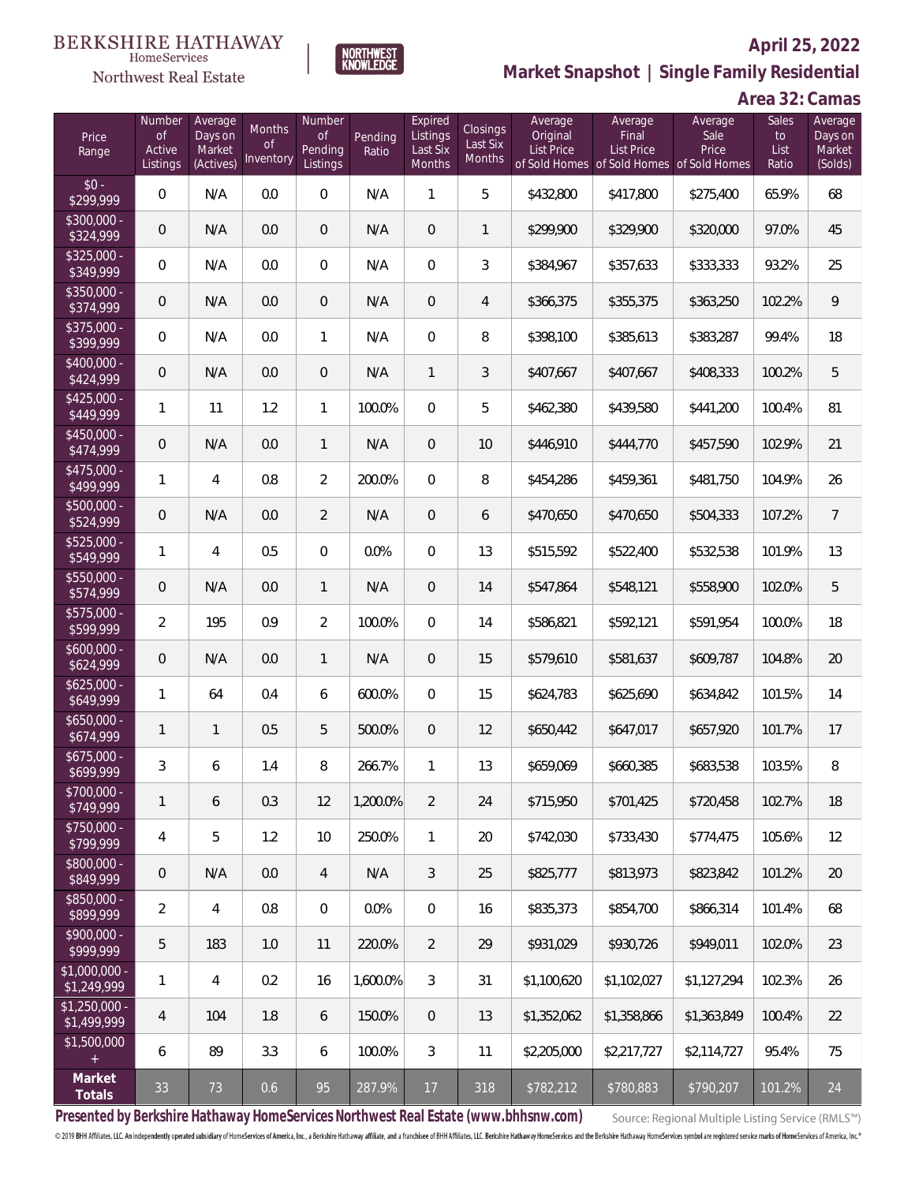BERKSHIRE HATHAWAY HomeServices Northwest Real Estate

NORTHWEST KNOWLEDGE

**April 25, 2022**

**Market Snapshot | Single Family Residential**

**Area 32: Camas**

| Price Range | Number of Active Listings | Average Days on Market (Actives) | Months of Inventory | Number of Pending Listings | Pending Ratio | Expired Listings Last Six Months | Closings Last Six Months | Average Original List Price of Sold Homes | Average Final List Price of Sold Homes | Average Sale Price of Sold Homes | Sales to List Ratio | Average Days on Market (Solds) |
|---|---|---|---|---|---|---|---|---|---|---|---|---|
| $0 - $299,999 | 0 | N/A | 0.0 | 0 | N/A | 1 | 5 | $432,800 | $417,800 | $275,400 | 65.9% | 68 |
| $300,000 - $324,999 | 0 | N/A | 0.0 | 0 | N/A | 0 | 1 | $299,900 | $329,900 | $320,000 | 97.0% | 45 |
| $325,000 - $349,999 | 0 | N/A | 0.0 | 0 | N/A | 0 | 3 | $384,967 | $357,633 | $333,333 | 93.2% | 25 |
| $350,000 - $374,999 | 0 | N/A | 0.0 | 0 | N/A | 0 | 4 | $366,375 | $355,375 | $363,250 | 102.2% | 9 |
| $375,000 - $399,999 | 0 | N/A | 0.0 | 1 | N/A | 0 | 8 | $398,100 | $385,613 | $383,287 | 99.4% | 18 |
| $400,000 - $424,999 | 0 | N/A | 0.0 | 0 | N/A | 1 | 3 | $407,667 | $407,667 | $408,333 | 100.2% | 5 |
| $425,000 - $449,999 | 1 | 11 | 1.2 | 1 | 100.0% | 0 | 5 | $462,380 | $439,580 | $441,200 | 100.4% | 81 |
| $450,000 - $474,999 | 0 | N/A | 0.0 | 1 | N/A | 0 | 10 | $446,910 | $444,770 | $457,590 | 102.9% | 21 |
| $475,000 - $499,999 | 1 | 4 | 0.8 | 2 | 200.0% | 0 | 8 | $454,286 | $459,361 | $481,750 | 104.9% | 26 |
| $500,000 - $524,999 | 0 | N/A | 0.0 | 2 | N/A | 0 | 6 | $470,650 | $470,650 | $504,333 | 107.2% | 7 |
| $525,000 - $549,999 | 1 | 4 | 0.5 | 0 | 0.0% | 0 | 13 | $515,592 | $522,400 | $532,538 | 101.9% | 13 |
| $550,000 - $574,999 | 0 | N/A | 0.0 | 1 | N/A | 0 | 14 | $547,864 | $548,121 | $558,900 | 102.0% | 5 |
| $575,000 - $599,999 | 2 | 195 | 0.9 | 2 | 100.0% | 0 | 14 | $586,821 | $592,121 | $591,954 | 100.0% | 18 |
| $600,000 - $624,999 | 0 | N/A | 0.0 | 1 | N/A | 0 | 15 | $579,610 | $581,637 | $609,787 | 104.8% | 20 |
| $625,000 - $649,999 | 1 | 64 | 0.4 | 6 | 600.0% | 0 | 15 | $624,783 | $625,690 | $634,842 | 101.5% | 14 |
| $650,000 - $674,999 | 1 | 1 | 0.5 | 5 | 500.0% | 0 | 12 | $650,442 | $647,017 | $657,920 | 101.7% | 17 |
| $675,000 - $699,999 | 3 | 6 | 1.4 | 8 | 266.7% | 1 | 13 | $659,069 | $660,385 | $683,538 | 103.5% | 8 |
| $700,000 - $749,999 | 1 | 6 | 0.3 | 12 | 1,200.0% | 2 | 24 | $715,950 | $701,425 | $720,458 | 102.7% | 18 |
| $750,000 - $799,999 | 4 | 5 | 1.2 | 10 | 250.0% | 1 | 20 | $742,030 | $733,430 | $774,475 | 105.6% | 12 |
| $800,000 - $849,999 | 0 | N/A | 0.0 | 4 | N/A | 3 | 25 | $825,777 | $813,973 | $823,842 | 101.2% | 20 |
| $850,000 - $899,999 | 2 | 4 | 0.8 | 0 | 0.0% | 0 | 16 | $835,373 | $854,700 | $866,314 | 101.4% | 68 |
| $900,000 - $999,999 | 5 | 183 | 1.0 | 11 | 220.0% | 2 | 29 | $931,029 | $930,726 | $949,011 | 102.0% | 23 |
| $1,000,000 - $1,249,999 | 1 | 4 | 0.2 | 16 | 1,600.0% | 3 | 31 | $1,100,620 | $1,102,027 | $1,127,294 | 102.3% | 26 |
| $1,250,000 - $1,499,999 | 4 | 104 | 1.8 | 6 | 150.0% | 0 | 13 | $1,352,062 | $1,358,866 | $1,363,849 | 100.4% | 22 |
| $1,500,000 + | 6 | 89 | 3.3 | 6 | 100.0% | 3 | 11 | $2,205,000 | $2,217,727 | $2,114,727 | 95.4% | 75 |
| **Market Totals** | 33 | 73 | 0.6 | 95 | 287.9% | 17 | 318 | $782,212 | $780,883 | $790,207 | 101.2% | 24 |

**Presented by Berkshire Hathaway HomeServices Northwest Real Estate (www.bhhsnw.com)**

Source: Regional Multiple Listing Service (RMLS™)

© 2019 BHH Affiliates, LLC. An independently operated subsidiary of HomeServices of America, Inc., a Berkshire Hathaway affiliate, and a franchisee of BHH Affiliates, LLC. Berkshire Hathaway HomeServices and the Berkshire Hathaway HomeServices symbol are registered service marks of HomeServices of America, Inc.®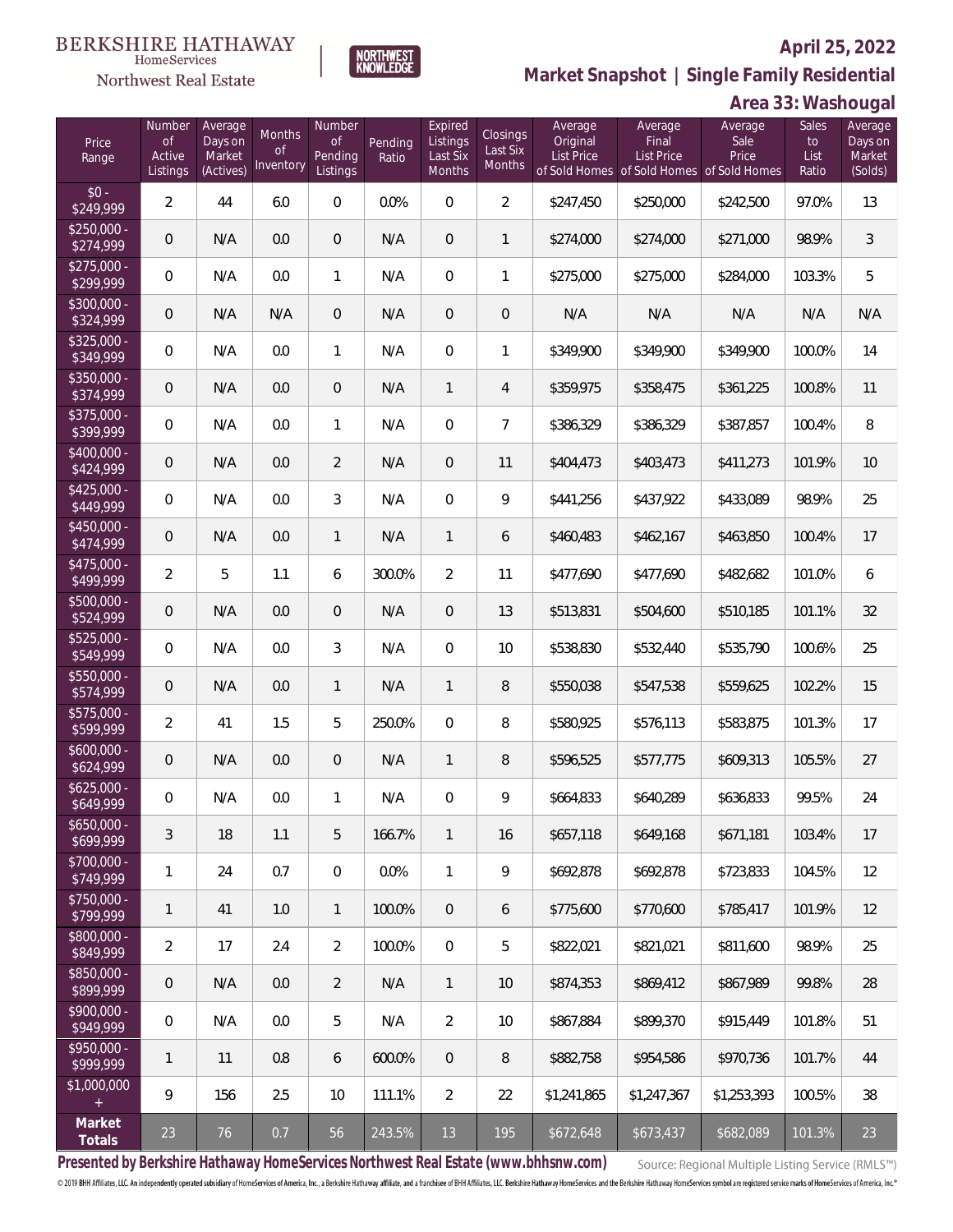BERKSHIRE HATHAWAY HomeServices Northwest Real Estate | NORTHWEST KNOWLEDGE

## April 25, 2022

## Market Snapshot | Single Family Residential

## Area 33: Washougal

| Price Range | Number of Active Listings | Average Days on Market (Actives) | Months of Inventory | Number of Pending Listings | Pending Ratio | Expired Listings Last Six Months | Closings Last Six Months | Average Original List Price of Sold Homes | Average Final List Price of Sold Homes | Average Sale Price of Sold Homes | Sales to List Ratio | Average Days on Market (Solds) |
|---|---|---|---|---|---|---|---|---|---|---|---|---|
| $0 - $249,999 | 2 | 44 | 6.0 | 0 | 0.0% | 0 | 2 | $247,450 | $250,000 | $242,500 | 97.0% | 13 |
| $250,000 - $274,999 | 0 | N/A | 0.0 | 0 | N/A | 0 | 1 | $274,000 | $274,000 | $271,000 | 98.9% | 3 |
| $275,000 - $299,999 | 0 | N/A | 0.0 | 1 | N/A | 0 | 1 | $275,000 | $275,000 | $284,000 | 103.3% | 5 |
| $300,000 - $324,999 | 0 | N/A | N/A | 0 | N/A | 0 | 0 | N/A | N/A | N/A | N/A | N/A |
| $325,000 - $349,999 | 0 | N/A | 0.0 | 1 | N/A | 0 | 1 | $349,900 | $349,900 | $349,900 | 100.0% | 14 |
| $350,000 - $374,999 | 0 | N/A | 0.0 | 0 | N/A | 1 | 4 | $359,975 | $358,475 | $361,225 | 100.8% | 11 |
| $375,000 - $399,999 | 0 | N/A | 0.0 | 1 | N/A | 0 | 7 | $386,329 | $386,329 | $387,857 | 100.4% | 8 |
| $400,000 - $424,999 | 0 | N/A | 0.0 | 2 | N/A | 0 | 11 | $404,473 | $403,473 | $411,273 | 101.9% | 10 |
| $425,000 - $449,999 | 0 | N/A | 0.0 | 3 | N/A | 0 | 9 | $441,256 | $437,922 | $433,089 | 98.9% | 25 |
| $450,000 - $474,999 | 0 | N/A | 0.0 | 1 | N/A | 1 | 6 | $460,483 | $462,167 | $463,850 | 100.4% | 17 |
| $475,000 - $499,999 | 2 | 5 | 1.1 | 6 | 300.0% | 2 | 11 | $477,690 | $477,690 | $482,682 | 101.0% | 6 |
| $500,000 - $524,999 | 0 | N/A | 0.0 | 0 | N/A | 0 | 13 | $513,831 | $504,600 | $510,185 | 101.1% | 32 |
| $525,000 - $549,999 | 0 | N/A | 0.0 | 3 | N/A | 0 | 10 | $538,830 | $532,440 | $535,790 | 100.6% | 25 |
| $550,000 - $574,999 | 0 | N/A | 0.0 | 1 | N/A | 1 | 8 | $550,038 | $547,538 | $559,625 | 102.2% | 15 |
| $575,000 - $599,999 | 2 | 41 | 1.5 | 5 | 250.0% | 0 | 8 | $580,925 | $576,113 | $583,875 | 101.3% | 17 |
| $600,000 - $624,999 | 0 | N/A | 0.0 | 0 | N/A | 1 | 8 | $596,525 | $577,775 | $609,313 | 105.5% | 27 |
| $625,000 - $649,999 | 0 | N/A | 0.0 | 1 | N/A | 0 | 9 | $664,833 | $640,289 | $636,833 | 99.5% | 24 |
| $650,000 - $699,999 | 3 | 18 | 1.1 | 5 | 166.7% | 1 | 16 | $657,118 | $649,168 | $671,181 | 103.4% | 17 |
| $700,000 - $749,999 | 1 | 24 | 0.7 | 0 | 0.0% | 1 | 9 | $692,878 | $692,878 | $723,833 | 104.5% | 12 |
| $750,000 - $799,999 | 1 | 41 | 1.0 | 1 | 100.0% | 0 | 6 | $775,600 | $770,600 | $785,417 | 101.9% | 12 |
| $800,000 - $849,999 | 2 | 17 | 2.4 | 2 | 100.0% | 0 | 5 | $822,021 | $821,021 | $811,600 | 98.9% | 25 |
| $850,000 - $899,999 | 0 | N/A | 0.0 | 2 | N/A | 1 | 10 | $874,353 | $869,412 | $867,989 | 99.8% | 28 |
| $900,000 - $949,999 | 0 | N/A | 0.0 | 5 | N/A | 2 | 10 | $867,884 | $899,370 | $915,449 | 101.8% | 51 |
| $950,000 - $999,999 | 1 | 11 | 0.8 | 6 | 600.0% | 0 | 8 | $882,758 | $954,586 | $970,736 | 101.7% | 44 |
| $1,000,000 + | 9 | 156 | 2.5 | 10 | 111.1% | 2 | 22 | $1,241,865 | $1,247,367 | $1,253,393 | 100.5% | 38 |
| **Market Totals** | 23 | 76 | 0.7 | 56 | 243.5% | 13 | 195 | $672,648 | $673,437 | $682,089 | 101.3% | 23 |

**Presented by Berkshire Hathaway HomeServices Northwest Real Estate (www.bhhsnw.com)** Source: Regional Multiple Listing Service (RMLS™)

© 2019 BHH Affiliates, LLC. An independently operated subsidiary of HomeServices of America, Inc., a Berkshire Hathaway affiliate, and a franchisee of BHH Affiliates, LLC. Berkshire Hathaway HomeServices and the Berkshire Hathaway HomeServices symbol are registered service marks of HomeServices of America, Inc.®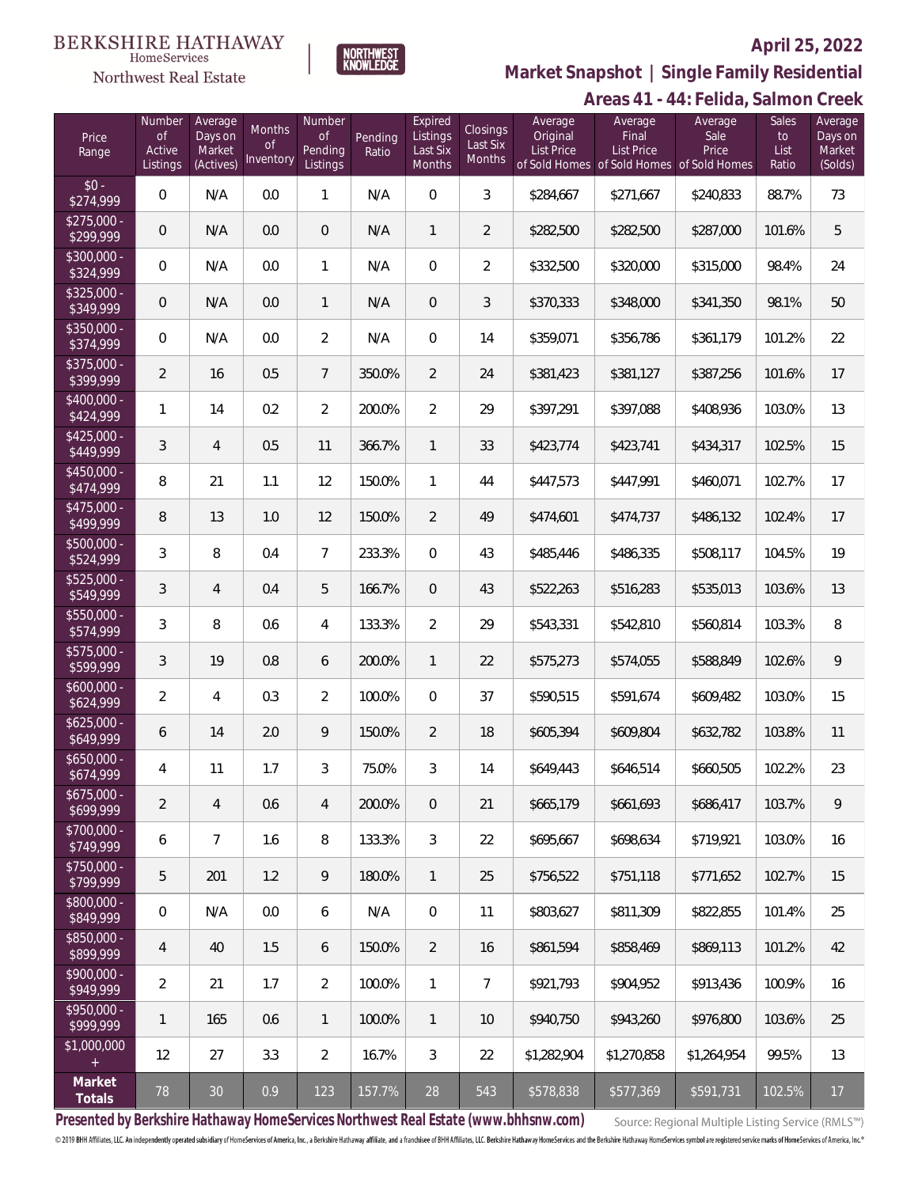BERKSHIRE HATHAWAY HomeServices Northwest Real Estate

NORTHWEST KNOWLEDGE

**April 25, 2022**

## Market Snapshot | Single Family Residential

### Areas 41 - 44: Felida, Salmon Creek

| Price Range | Number of Active Listings | Average Days on Market (Actives) | Months of Inventory | Number of Pending Listings | Pending Ratio | Expired Listings Last Six Months | Closings Last Six Months | Average Original List Price of Sold Homes | Average Final List Price of Sold Homes | Average Sale Price of Sold Homes | Sales to List Ratio | Average Days on Market (Solds) |
|---|---|---|---|---|---|---|---|---|---|---|---|---|
| $0 - $274,999 | 0 | N/A | 0.0 | 1 | N/A | 0 | 3 | $284,667 | $271,667 | $240,833 | 88.7% | 73 |
| $275,000 - $299,999 | 0 | N/A | 0.0 | 0 | N/A | 1 | 2 | $282,500 | $282,500 | $287,000 | 101.6% | 5 |
| $300,000 - $324,999 | 0 | N/A | 0.0 | 1 | N/A | 0 | 2 | $332,500 | $320,000 | $315,000 | 98.4% | 24 |
| $325,000 - $349,999 | 0 | N/A | 0.0 | 1 | N/A | 0 | 3 | $370,333 | $348,000 | $341,350 | 98.1% | 50 |
| $350,000 - $374,999 | 0 | N/A | 0.0 | 2 | N/A | 0 | 14 | $359,071 | $356,786 | $361,179 | 101.2% | 22 |
| $375,000 - $399,999 | 2 | 16 | 0.5 | 7 | 350.0% | 2 | 24 | $381,423 | $381,127 | $387,256 | 101.6% | 17 |
| $400,000 - $424,999 | 1 | 14 | 0.2 | 2 | 200.0% | 2 | 29 | $397,291 | $397,088 | $408,936 | 103.0% | 13 |
| $425,000 - $449,999 | 3 | 4 | 0.5 | 11 | 366.7% | 1 | 33 | $423,774 | $423,741 | $434,317 | 102.5% | 15 |
| $450,000 - $474,999 | 8 | 21 | 1.1 | 12 | 150.0% | 1 | 44 | $447,573 | $447,991 | $460,071 | 102.7% | 17 |
| $475,000 - $499,999 | 8 | 13 | 1.0 | 12 | 150.0% | 2 | 49 | $474,601 | $474,737 | $486,132 | 102.4% | 17 |
| $500,000 - $524,999 | 3 | 8 | 0.4 | 7 | 233.3% | 0 | 43 | $485,446 | $486,335 | $508,117 | 104.5% | 19 |
| $525,000 - $549,999 | 3 | 4 | 0.4 | 5 | 166.7% | 0 | 43 | $522,263 | $516,283 | $535,013 | 103.6% | 13 |
| $550,000 - $574,999 | 3 | 8 | 0.6 | 4 | 133.3% | 2 | 29 | $543,331 | $542,810 | $560,814 | 103.3% | 8 |
| $575,000 - $599,999 | 3 | 19 | 0.8 | 6 | 200.0% | 1 | 22 | $575,273 | $574,055 | $588,849 | 102.6% | 9 |
| $600,000 - $624,999 | 2 | 4 | 0.3 | 2 | 100.0% | 0 | 37 | $590,515 | $591,674 | $609,482 | 103.0% | 15 |
| $625,000 - $649,999 | 6 | 14 | 2.0 | 9 | 150.0% | 2 | 18 | $605,394 | $609,804 | $632,782 | 103.8% | 11 |
| $650,000 - $674,999 | 4 | 11 | 1.7 | 3 | 75.0% | 3 | 14 | $649,443 | $646,514 | $660,505 | 102.2% | 23 |
| $675,000 - $699,999 | 2 | 4 | 0.6 | 4 | 200.0% | 0 | 21 | $665,179 | $661,693 | $686,417 | 103.7% | 9 |
| $700,000 - $749,999 | 6 | 7 | 1.6 | 8 | 133.3% | 3 | 22 | $695,667 | $698,634 | $719,921 | 103.0% | 16 |
| $750,000 - $799,999 | 5 | 201 | 1.2 | 9 | 180.0% | 1 | 25 | $756,522 | $751,118 | $771,652 | 102.7% | 15 |
| $800,000 - $849,999 | 0 | N/A | 0.0 | 6 | N/A | 0 | 11 | $803,627 | $811,309 | $822,855 | 101.4% | 25 |
| $850,000 - $899,999 | 4 | 40 | 1.5 | 6 | 150.0% | 2 | 16 | $861,594 | $858,469 | $869,113 | 101.2% | 42 |
| $900,000 - $949,999 | 2 | 21 | 1.7 | 2 | 100.0% | 1 | 7 | $921,793 | $904,952 | $913,436 | 100.9% | 16 |
| $950,000 - $999,999 | 1 | 165 | 0.6 | 1 | 100.0% | 1 | 10 | $940,750 | $943,260 | $976,800 | 103.6% | 25 |
| $1,000,000 + | 12 | 27 | 3.3 | 2 | 16.7% | 3 | 22 | $1,282,904 | $1,270,858 | $1,264,954 | 99.5% | 13 |
| **Market Totals** | 78 | 30 | 0.9 | 123 | 157.7% | 28 | 543 | $578,838 | $577,369 | $591,731 | 102.5% | 17 |

**Presented by Berkshire Hathaway HomeServices Northwest Real Estate (www.bhhsnw.com)**

Source: Regional Multiple Listing Service (RMLS™)

© 2019 BHH Affiliates, LLC. An independently operated subsidiary of HomeServices of America, Inc., a Berkshire Hathaway affiliate, and a franchisee of BHH Affiliates, LLC. Berkshire Hathaway HomeServices and the Berkshire Hathaway HomeServices symbol are registered service marks of HomeServices of America, Inc.®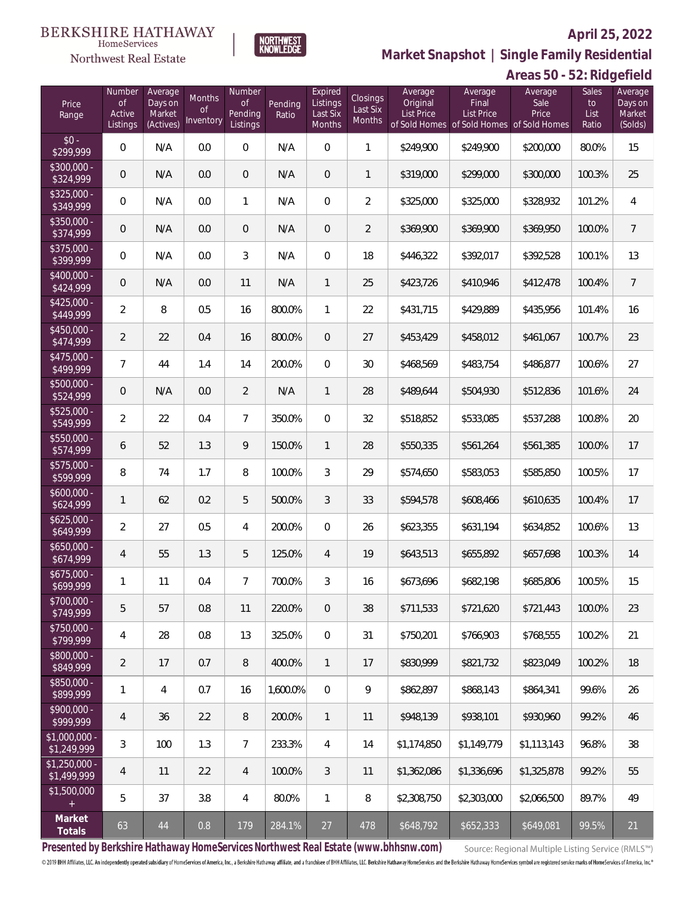BERKSHIRE HATHAWAY HomeServices Northwest Real Estate

NORTHWEST KNOWLEDGE

**April 25, 2022**

**Market Snapshot | Single Family Residential**

**Areas 50 - 52: Ridgefield**

| Price Range | Number of Active Listings | Average Days on Market (Actives) | Months of Inventory | Number of Pending Listings | Pending Ratio | Expired Listings Last Six Months | Closings Last Six Months | Average Original List Price of Sold Homes | Average Final List Price of Sold Homes | Average Sale Price of Sold Homes | Sales to List Ratio | Average Days on Market (Solds) |
|---|---|---|---|---|---|---|---|---|---|---|---|---|
| $0 - $299,999 | 0 | N/A | 0.0 | 0 | N/A | 0 | 1 | $249,900 | $249,900 | $200,000 | 80.0% | 15 |
| $300,000 - $324,999 | 0 | N/A | 0.0 | 0 | N/A | 0 | 1 | $319,000 | $299,000 | $300,000 | 100.3% | 25 |
| $325,000 - $349,999 | 0 | N/A | 0.0 | 1 | N/A | 0 | 2 | $325,000 | $325,000 | $328,932 | 101.2% | 4 |
| $350,000 - $374,999 | 0 | N/A | 0.0 | 0 | N/A | 0 | 2 | $369,900 | $369,900 | $369,950 | 100.0% | 7 |
| $375,000 - $399,999 | 0 | N/A | 0.0 | 3 | N/A | 0 | 18 | $446,322 | $392,017 | $392,528 | 100.1% | 13 |
| $400,000 - $424,999 | 0 | N/A | 0.0 | 11 | N/A | 1 | 25 | $423,726 | $410,946 | $412,478 | 100.4% | 7 |
| $425,000 - $449,999 | 2 | 8 | 0.5 | 16 | 800.0% | 1 | 22 | $431,715 | $429,889 | $435,956 | 101.4% | 16 |
| $450,000 - $474,999 | 2 | 22 | 0.4 | 16 | 800.0% | 0 | 27 | $453,429 | $458,012 | $461,067 | 100.7% | 23 |
| $475,000 - $499,999 | 7 | 44 | 1.4 | 14 | 200.0% | 0 | 30 | $468,569 | $483,754 | $486,877 | 100.6% | 27 |
| $500,000 - $524,999 | 0 | N/A | 0.0 | 2 | N/A | 1 | 28 | $489,644 | $504,930 | $512,836 | 101.6% | 24 |
| $525,000 - $549,999 | 2 | 22 | 0.4 | 7 | 350.0% | 0 | 32 | $518,852 | $533,085 | $537,288 | 100.8% | 20 |
| $550,000 - $574,999 | 6 | 52 | 1.3 | 9 | 150.0% | 1 | 28 | $550,335 | $561,264 | $561,385 | 100.0% | 17 |
| $575,000 - $599,999 | 8 | 74 | 1.7 | 8 | 100.0% | 3 | 29 | $574,650 | $583,053 | $585,850 | 100.5% | 17 |
| $600,000 - $624,999 | 1 | 62 | 0.2 | 5 | 500.0% | 3 | 33 | $594,578 | $608,466 | $610,635 | 100.4% | 17 |
| $625,000 - $649,999 | 2 | 27 | 0.5 | 4 | 200.0% | 0 | 26 | $623,355 | $631,194 | $634,852 | 100.6% | 13 |
| $650,000 - $674,999 | 4 | 55 | 1.3 | 5 | 125.0% | 4 | 19 | $643,513 | $655,892 | $657,698 | 100.3% | 14 |
| $675,000 - $699,999 | 1 | 11 | 0.4 | 7 | 700.0% | 3 | 16 | $673,696 | $682,198 | $685,806 | 100.5% | 15 |
| $700,000 - $749,999 | 5 | 57 | 0.8 | 11 | 220.0% | 0 | 38 | $711,533 | $721,620 | $721,443 | 100.0% | 23 |
| $750,000 - $799,999 | 4 | 28 | 0.8 | 13 | 325.0% | 0 | 31 | $750,201 | $766,903 | $768,555 | 100.2% | 21 |
| $800,000 - $849,999 | 2 | 17 | 0.7 | 8 | 400.0% | 1 | 17 | $830,999 | $821,732 | $823,049 | 100.2% | 18 |
| $850,000 - $899,999 | 1 | 4 | 0.7 | 16 | 1,600.0% | 0 | 9 | $862,897 | $868,143 | $864,341 | 99.6% | 26 |
| $900,000 - $999,999 | 4 | 36 | 2.2 | 8 | 200.0% | 1 | 11 | $948,139 | $938,101 | $930,960 | 99.2% | 46 |
| $1,000,000 - $1,249,999 | 3 | 100 | 1.3 | 7 | 233.3% | 4 | 14 | $1,174,850 | $1,149,779 | $1,113,143 | 96.8% | 38 |
| $1,250,000 - $1,499,999 | 4 | 11 | 2.2 | 4 | 100.0% | 3 | 11 | $1,362,086 | $1,336,696 | $1,325,878 | 99.2% | 55 |
| $1,500,000 + | 5 | 37 | 3.8 | 4 | 80.0% | 1 | 8 | $2,308,750 | $2,303,000 | $2,066,500 | 89.7% | 49 |
| **Market Totals** | 63 | 44 | 0.8 | 179 | 284.1% | 27 | 478 | $648,792 | $652,333 | $649,081 | 99.5% | 21 |

**Presented by Berkshire Hathaway HomeServices Northwest Real Estate (www.bhhsnw.com)**

Source: Regional Multiple Listing Service (RMLS™)

© 2019 BHH Affiliates, LLC. An independently operated subsidiary of HomeServices of America, Inc., a Berkshire Hathaway affiliate, and a franchisee of BHH Affiliates, LLC. Berkshire Hathaway HomeServices and the Berkshire Hathaway HomeServices symbol are registered service marks of HomeServices of America, Inc.®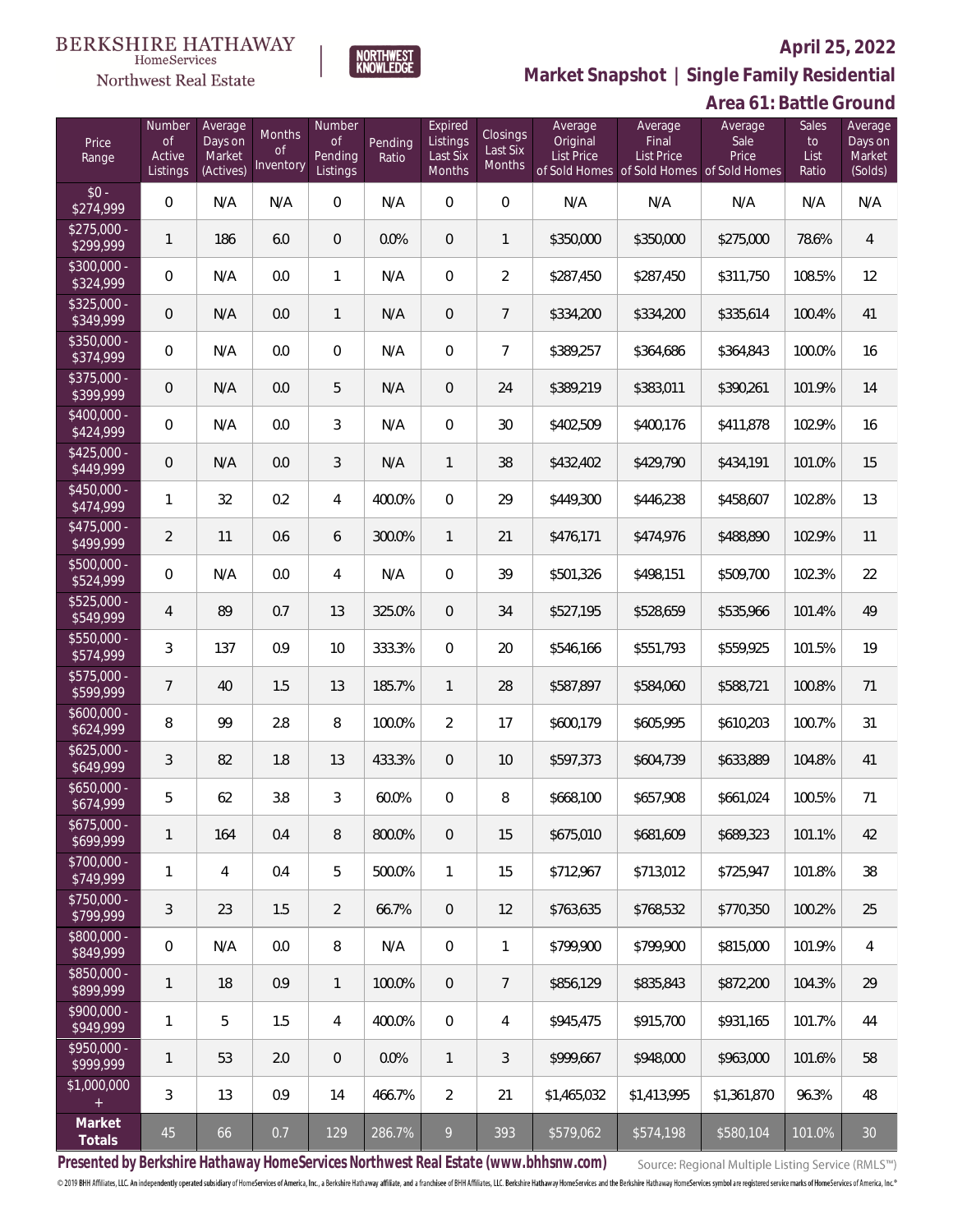BERKSHIRE HATHAWAY HomeServices Northwest Real Estate | NORTHWEST KNOWLEDGE

**April 25, 2022**

## Market Snapshot | Single Family Residential

## Area 61: Battle Ground

| Price Range | Number of Active Listings | Average Days on Market (Actives) | Months of Inventory | Number of Pending Listings | Pending Ratio | Expired Listings Last Six Months | Closings Last Six Months | Average Original List Price of Sold Homes | Average Final List Price of Sold Homes | Average Sale Price of Sold Homes | Sales to List Ratio | Average Days on Market (Solds) |
|---|---|---|---|---|---|---|---|---|---|---|---|---|
| $0 - $274,999 | 0 | N/A | N/A | 0 | N/A | 0 | 0 | N/A | N/A | N/A | N/A | N/A |
| $275,000 - $299,999 | 1 | 186 | 6.0 | 0 | 0.0% | 0 | 1 | $350,000 | $350,000 | $275,000 | 78.6% | 4 |
| $300,000 - $324,999 | 0 | N/A | 0.0 | 1 | N/A | 0 | 2 | $287,450 | $287,450 | $311,750 | 108.5% | 12 |
| $325,000 - $349,999 | 0 | N/A | 0.0 | 1 | N/A | 0 | 7 | $334,200 | $334,200 | $335,614 | 100.4% | 41 |
| $350,000 - $374,999 | 0 | N/A | 0.0 | 0 | N/A | 0 | 7 | $389,257 | $364,686 | $364,843 | 100.0% | 16 |
| $375,000 - $399,999 | 0 | N/A | 0.0 | 5 | N/A | 0 | 24 | $389,219 | $383,011 | $390,261 | 101.9% | 14 |
| $400,000 - $424,999 | 0 | N/A | 0.0 | 3 | N/A | 0 | 30 | $402,509 | $400,176 | $411,878 | 102.9% | 16 |
| $425,000 - $449,999 | 0 | N/A | 0.0 | 3 | N/A | 1 | 38 | $432,402 | $429,790 | $434,191 | 101.0% | 15 |
| $450,000 - $474,999 | 1 | 32 | 0.2 | 4 | 400.0% | 0 | 29 | $449,300 | $446,238 | $458,607 | 102.8% | 13 |
| $475,000 - $499,999 | 2 | 11 | 0.6 | 6 | 300.0% | 1 | 21 | $476,171 | $474,976 | $488,890 | 102.9% | 11 |
| $500,000 - $524,999 | 0 | N/A | 0.0 | 4 | N/A | 0 | 39 | $501,326 | $498,151 | $509,700 | 102.3% | 22 |
| $525,000 - $549,999 | 4 | 89 | 0.7 | 13 | 325.0% | 0 | 34 | $527,195 | $528,659 | $535,966 | 101.4% | 49 |
| $550,000 - $574,999 | 3 | 137 | 0.9 | 10 | 333.3% | 0 | 20 | $546,166 | $551,793 | $559,925 | 101.5% | 19 |
| $575,000 - $599,999 | 7 | 40 | 1.5 | 13 | 185.7% | 1 | 28 | $587,897 | $584,060 | $588,721 | 100.8% | 71 |
| $600,000 - $624,999 | 8 | 99 | 2.8 | 8 | 100.0% | 2 | 17 | $600,179 | $605,995 | $610,203 | 100.7% | 31 |
| $625,000 - $649,999 | 3 | 82 | 1.8 | 13 | 433.3% | 0 | 10 | $597,373 | $604,739 | $633,889 | 104.8% | 41 |
| $650,000 - $674,999 | 5 | 62 | 3.8 | 3 | 60.0% | 0 | 8 | $668,100 | $657,908 | $661,024 | 100.5% | 71 |
| $675,000 - $699,999 | 1 | 164 | 0.4 | 8 | 800.0% | 0 | 15 | $675,010 | $681,609 | $689,323 | 101.1% | 42 |
| $700,000 - $749,999 | 1 | 4 | 0.4 | 5 | 500.0% | 1 | 15 | $712,967 | $713,012 | $725,947 | 101.8% | 38 |
| $750,000 - $799,999 | 3 | 23 | 1.5 | 2 | 66.7% | 0 | 12 | $763,635 | $768,532 | $770,350 | 100.2% | 25 |
| $800,000 - $849,999 | 0 | N/A | 0.0 | 8 | N/A | 0 | 1 | $799,900 | $799,900 | $815,000 | 101.9% | 4 |
| $850,000 - $899,999 | 1 | 18 | 0.9 | 1 | 100.0% | 0 | 7 | $856,129 | $835,843 | $872,200 | 104.3% | 29 |
| $900,000 - $949,999 | 1 | 5 | 1.5 | 4 | 400.0% | 0 | 4 | $945,475 | $915,700 | $931,165 | 101.7% | 44 |
| $950,000 - $999,999 | 1 | 53 | 2.0 | 0 | 0.0% | 1 | 3 | $999,667 | $948,000 | $963,000 | 101.6% | 58 |
| $1,000,000 + | 3 | 13 | 0.9 | 14 | 466.7% | 2 | 21 | $1,465,032 | $1,413,995 | $1,361,870 | 96.3% | 48 |
| **Market Totals** | 45 | 66 | 0.7 | 129 | 286.7% | 9 | 393 | $579,062 | $574,198 | $580,104 | 101.0% | 30 |

**Presented by Berkshire Hathaway HomeServices Northwest Real Estate (www.bhhsnw.com)**

Source: Regional Multiple Listing Service (RMLS™)

© 2019 BHH Affiliates, LLC. An independently operated subsidiary of HomeServices of America, Inc., a Berkshire Hathaway affiliate, and a franchisee of BHH Affiliates, LLC. Berkshire Hathaway HomeServices and the Berkshire Hathaway HomeServices symbol are registered service marks of HomeServices of America, Inc.®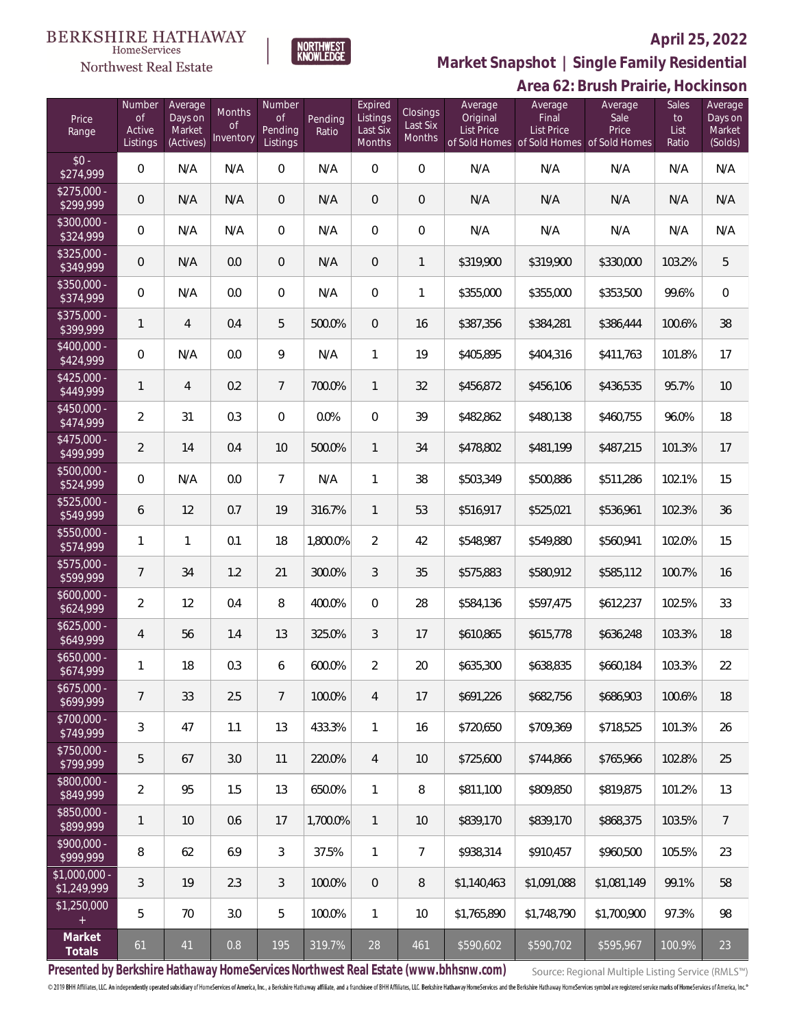BERKSHIRE HATHAWAY HomeServices Northwest Real Estate

NORTHWEST KNOWLEDGE

# April 25, 2022

## Market Snapshot | Single Family Residential

## Area 62: Brush Prairie, Hockinson

| Price Range | Number of Active Listings | Average Days on Market (Actives) | Months of Inventory | Number of Pending Listings | Pending Ratio | Expired Listings Last Six Months | Closings Last Six Months | Average Original List Price of Sold Homes | Average Final List Price of Sold Homes | Average Sale Price of Sold Homes | Sales to List Ratio | Average Days on Market (Solds) |
|---|---|---|---|---|---|---|---|---|---|---|---|---|
| $0 - $274,999 | 0 | N/A | N/A | 0 | N/A | 0 | 0 | N/A | N/A | N/A | N/A | N/A |
| $275,000 - $299,999 | 0 | N/A | N/A | 0 | N/A | 0 | 0 | N/A | N/A | N/A | N/A | N/A |
| $300,000 - $324,999 | 0 | N/A | N/A | 0 | N/A | 0 | 0 | N/A | N/A | N/A | N/A | N/A |
| $325,000 - $349,999 | 0 | N/A | 0.0 | 0 | N/A | 0 | 1 | $319,900 | $319,900 | $330,000 | 103.2% | 5 |
| $350,000 - $374,999 | 0 | N/A | 0.0 | 0 | N/A | 0 | 1 | $355,000 | $355,000 | $353,500 | 99.6% | 0 |
| $375,000 - $399,999 | 1 | 4 | 0.4 | 5 | 500.0% | 0 | 16 | $387,356 | $384,281 | $386,444 | 100.6% | 38 |
| $400,000 - $424,999 | 0 | N/A | 0.0 | 9 | N/A | 1 | 19 | $405,895 | $404,316 | $411,763 | 101.8% | 17 |
| $425,000 - $449,999 | 1 | 4 | 0.2 | 7 | 700.0% | 1 | 32 | $456,872 | $456,106 | $436,535 | 95.7% | 10 |
| $450,000 - $474,999 | 2 | 31 | 0.3 | 0 | 0.0% | 0 | 39 | $482,862 | $480,138 | $460,755 | 96.0% | 18 |
| $475,000 - $499,999 | 2 | 14 | 0.4 | 10 | 500.0% | 1 | 34 | $478,802 | $481,199 | $487,215 | 101.3% | 17 |
| $500,000 - $524,999 | 0 | N/A | 0.0 | 7 | N/A | 1 | 38 | $503,349 | $500,886 | $511,286 | 102.1% | 15 |
| $525,000 - $549,999 | 6 | 12 | 0.7 | 19 | 316.7% | 1 | 53 | $516,917 | $525,021 | $536,961 | 102.3% | 36 |
| $550,000 - $574,999 | 1 | 1 | 0.1 | 18 | 1,800.0% | 2 | 42 | $548,987 | $549,880 | $560,941 | 102.0% | 15 |
| $575,000 - $599,999 | 7 | 34 | 1.2 | 21 | 300.0% | 3 | 35 | $575,883 | $580,912 | $585,112 | 100.7% | 16 |
| $600,000 - $624,999 | 2 | 12 | 0.4 | 8 | 400.0% | 0 | 28 | $584,136 | $597,475 | $612,237 | 102.5% | 33 |
| $625,000 - $649,999 | 4 | 56 | 1.4 | 13 | 325.0% | 3 | 17 | $610,865 | $615,778 | $636,248 | 103.3% | 18 |
| $650,000 - $674,999 | 1 | 18 | 0.3 | 6 | 600.0% | 2 | 20 | $635,300 | $638,835 | $660,184 | 103.3% | 22 |
| $675,000 - $699,999 | 7 | 33 | 2.5 | 7 | 100.0% | 4 | 17 | $691,226 | $682,756 | $686,903 | 100.6% | 18 |
| $700,000 - $749,999 | 3 | 47 | 1.1 | 13 | 433.3% | 1 | 16 | $720,650 | $709,369 | $718,525 | 101.3% | 26 |
| $750,000 - $799,999 | 5 | 67 | 3.0 | 11 | 220.0% | 4 | 10 | $725,600 | $744,866 | $765,966 | 102.8% | 25 |
| $800,000 - $849,999 | 2 | 95 | 1.5 | 13 | 650.0% | 1 | 8 | $811,100 | $809,850 | $819,875 | 101.2% | 13 |
| $850,000 - $899,999 | 1 | 10 | 0.6 | 17 | 1,700.0% | 1 | 10 | $839,170 | $839,170 | $868,375 | 103.5% | 7 |
| $900,000 - $999,999 | 8 | 62 | 6.9 | 3 | 37.5% | 1 | 7 | $938,314 | $910,457 | $960,500 | 105.5% | 23 |
| $1,000,000 - $1,249,999 | 3 | 19 | 2.3 | 3 | 100.0% | 0 | 8 | $1,140,463 | $1,091,088 | $1,081,149 | 99.1% | 58 |
| $1,250,000 + | 5 | 70 | 3.0 | 5 | 100.0% | 1 | 10 | $1,765,890 | $1,748,790 | $1,700,900 | 97.3% | 98 |
| **Market Totals** | 61 | 41 | 0.8 | 195 | 319.7% | 28 | 461 | $590,602 | $590,702 | $595,967 | 100.9% | 23 |

**Presented by Berkshire Hathaway HomeServices Northwest Real Estate (www.bhhsnw.com)**

Source: Regional Multiple Listing Service (RMLS™)

© 2019 BHH Affiliates, LLC. An independently operated subsidiary of HomeServices of America, Inc., a Berkshire Hathaway affiliate, and a franchisee of BHH Affiliates, LLC. Berkshire Hathaway HomeServices and the Berkshire Hathaway HomeServices symbol are registered service marks of HomeServices of America, Inc.®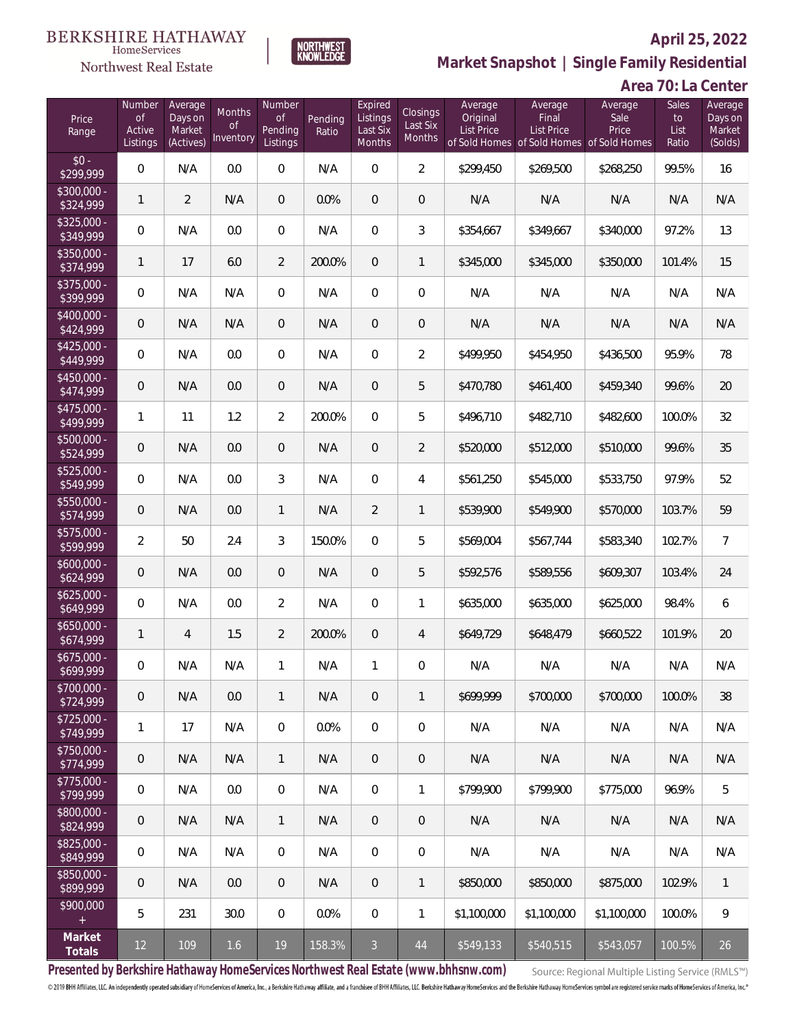BERKSHIRE HATHAWAY HomeServices Northwest Real Estate

NORTHWEST KNOWLEDGE

## April 25, 2022

## Market Snapshot | Single Family Residential

## Area 70: La Center

| Price Range | Number of Active Listings | Average Days on Market (Actives) | Months of Inventory | Number of Pending Listings | Pending Ratio | Expired Listings Last Six Months | Closings Last Six Months | Average Original List Price of Sold Homes | Average Final List Price of Sold Homes | Average Sale Price of Sold Homes | Sales to List Ratio | Average Days on Market (Solds) |
|---|---|---|---|---|---|---|---|---|---|---|---|---|
| $0 - $299,999 | 0 | N/A | 0.0 | 0 | N/A | 0 | 2 | $299,450 | $269,500 | $268,250 | 99.5% | 16 |
| $300,000 - $324,999 | 1 | 2 | N/A | 0 | 0.0% | 0 | 0 | N/A | N/A | N/A | N/A | N/A |
| $325,000 - $349,999 | 0 | N/A | 0.0 | 0 | N/A | 0 | 3 | $354,667 | $349,667 | $340,000 | 97.2% | 13 |
| $350,000 - $374,999 | 1 | 17 | 6.0 | 2 | 200.0% | 0 | 1 | $345,000 | $345,000 | $350,000 | 101.4% | 15 |
| $375,000 - $399,999 | 0 | N/A | N/A | 0 | N/A | 0 | 0 | N/A | N/A | N/A | N/A | N/A |
| $400,000 - $424,999 | 0 | N/A | N/A | 0 | N/A | 0 | 0 | N/A | N/A | N/A | N/A | N/A |
| $425,000 - $449,999 | 0 | N/A | 0.0 | 0 | N/A | 0 | 2 | $499,950 | $454,950 | $436,500 | 95.9% | 78 |
| $450,000 - $474,999 | 0 | N/A | 0.0 | 0 | N/A | 0 | 5 | $470,780 | $461,400 | $459,340 | 99.6% | 20 |
| $475,000 - $499,999 | 1 | 11 | 1.2 | 2 | 200.0% | 0 | 5 | $496,710 | $482,710 | $482,600 | 100.0% | 32 |
| $500,000 - $524,999 | 0 | N/A | 0.0 | 0 | N/A | 0 | 2 | $520,000 | $512,000 | $510,000 | 99.6% | 35 |
| $525,000 - $549,999 | 0 | N/A | 0.0 | 3 | N/A | 0 | 4 | $561,250 | $545,000 | $533,750 | 97.9% | 52 |
| $550,000 - $574,999 | 0 | N/A | 0.0 | 1 | N/A | 2 | 1 | $539,900 | $549,900 | $570,000 | 103.7% | 59 |
| $575,000 - $599,999 | 2 | 50 | 2.4 | 3 | 150.0% | 0 | 5 | $569,004 | $567,744 | $583,340 | 102.7% | 7 |
| $600,000 - $624,999 | 0 | N/A | 0.0 | 0 | N/A | 0 | 5 | $592,576 | $589,556 | $609,307 | 103.4% | 24 |
| $625,000 - $649,999 | 0 | N/A | 0.0 | 2 | N/A | 0 | 1 | $635,000 | $635,000 | $625,000 | 98.4% | 6 |
| $650,000 - $674,999 | 1 | 4 | 1.5 | 2 | 200.0% | 0 | 4 | $649,729 | $648,479 | $660,522 | 101.9% | 20 |
| $675,000 - $699,999 | 0 | N/A | N/A | 1 | N/A | 1 | 0 | N/A | N/A | N/A | N/A | N/A |
| $700,000 - $724,999 | 0 | N/A | 0.0 | 1 | N/A | 0 | 1 | $699,999 | $700,000 | $700,000 | 100.0% | 38 |
| $725,000 - $749,999 | 1 | 17 | N/A | 0 | 0.0% | 0 | 0 | N/A | N/A | N/A | N/A | N/A |
| $750,000 - $774,999 | 0 | N/A | N/A | 1 | N/A | 0 | 0 | N/A | N/A | N/A | N/A | N/A |
| $775,000 - $799,999 | 0 | N/A | 0.0 | 0 | N/A | 0 | 1 | $799,900 | $799,900 | $775,000 | 96.9% | 5 |
| $800,000 - $824,999 | 0 | N/A | N/A | 1 | N/A | 0 | 0 | N/A | N/A | N/A | N/A | N/A |
| $825,000 - $849,999 | 0 | N/A | N/A | 0 | N/A | 0 | 0 | N/A | N/A | N/A | N/A | N/A |
| $850,000 - $899,999 | 0 | N/A | 0.0 | 0 | N/A | 0 | 1 | $850,000 | $850,000 | $875,000 | 102.9% | 1 |
| $900,000 + | 5 | 231 | 30.0 | 0 | 0.0% | 0 | 1 | $1,100,000 | $1,100,000 | $1,100,000 | 100.0% | 9 |
| **Market Totals** | 12 | 109 | 1.6 | 19 | 158.3% | 3 | 44 | $549,133 | $540,515 | $543,057 | 100.5% | 26 |

**Presented by Berkshire Hathaway HomeServices Northwest Real Estate (www.bhhsnw.com)**

Source: Regional Multiple Listing Service (RMLS™)

© 2019 BHH Affiliates, LLC. An independently operated subsidiary of HomeServices of America, Inc., a Berkshire Hathaway affiliate, and a franchisee of BHH Affiliates, LLC. Berkshire Hathaway HomeServices and the Berkshire Hathaway HomeServices symbol are registered service marks of HomeServices of America, Inc.®